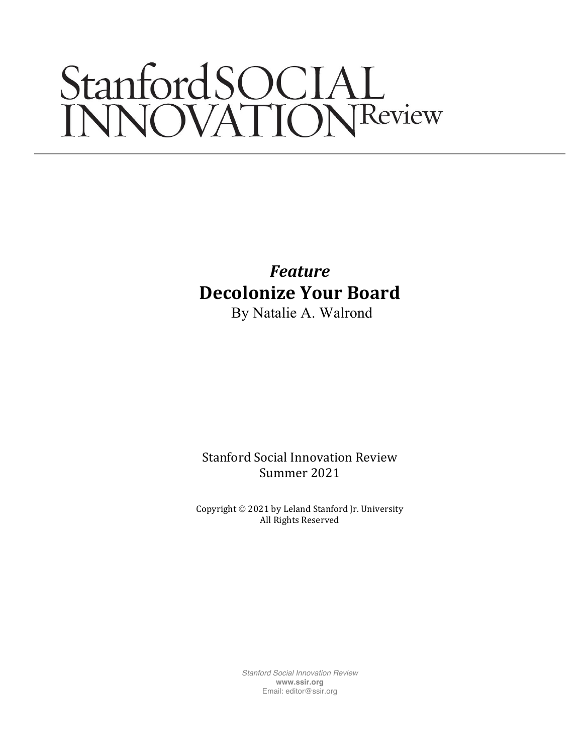# Stanford SOCIAL INNOVATION Review

*Feature*

## Decolonize Your Board

By Natalie A. Walrond

Stanford Social Innovation Review
Summer 2021

Copyright © 2021 by Leland Stanford Jr. University
All Rights Reserved

*Stanford Social Innovation Review*
**www.ssir.org**
Email: editor@ssir.org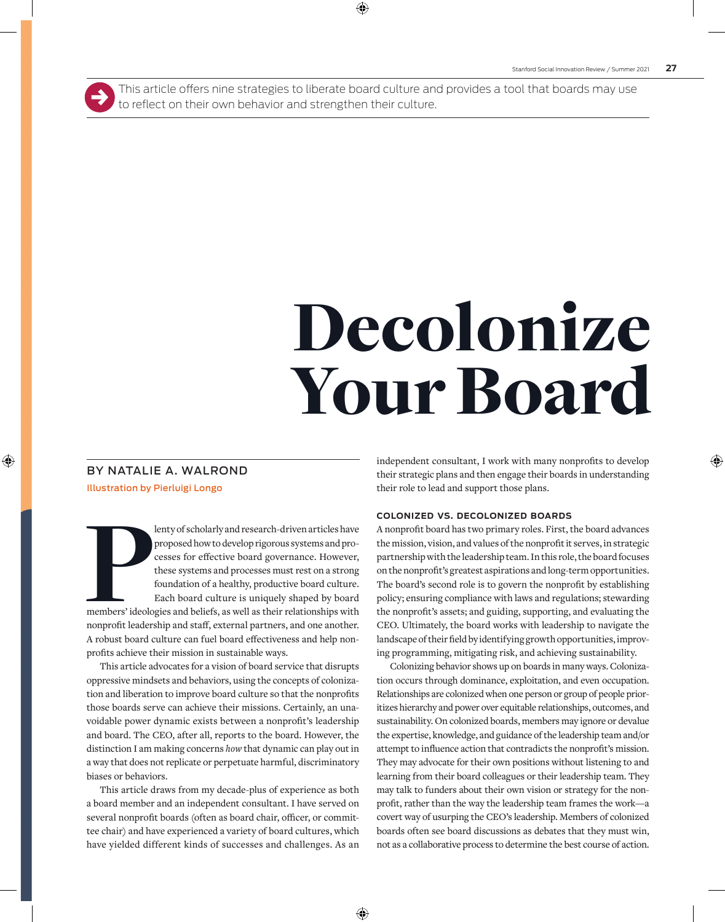This article offers nine strategies to liberate board culture and provides a tool that boards may use to reflect on their own behavior and strengthen their culture.

# Decolonize Your Board

BY NATALIE A. WALROND

Illustration by Pierluigi Longo

Plenty of scholarly and research-driven articles have proposed how to develop rigorous systems and processes for effective board governance. However, these systems and processes must rest on a strong foundation of a healthy, productive board culture. Each board culture is uniquely shaped by board members' ideologies and beliefs, as well as their relationships with nonprofit leadership and staff, external partners, and one another. A robust board culture can fuel board effectiveness and help nonprofits achieve their mission in sustainable ways.

This article advocates for a vision of board service that disrupts oppressive mindsets and behaviors, using the concepts of colonization and liberation to improve board culture so that the nonprofits those boards serve can achieve their missions. Certainly, an unavoidable power dynamic exists between a nonprofit's leadership and board. The CEO, after all, reports to the board. However, the distinction I am making concerns *how* that dynamic can play out in a way that does not replicate or perpetuate harmful, discriminatory biases or behaviors.

This article draws from my decade-plus of experience as both a board member and an independent consultant. I have served on several nonprofit boards (often as board chair, officer, or committee chair) and have experienced a variety of board cultures, which have yielded different kinds of successes and challenges. As an independent consultant, I work with many nonprofits to develop their strategic plans and then engage their boards in understanding their role to lead and support those plans.

## COLONIZED VS. DECOLONIZED BOARDS

A nonprofit board has two primary roles. First, the board advances the mission, vision, and values of the nonprofit it serves, in strategic partnership with the leadership team. In this role, the board focuses on the nonprofit's greatest aspirations and long-term opportunities. The board's second role is to govern the nonprofit by establishing policy; ensuring compliance with laws and regulations; stewarding the nonprofit's assets; and guiding, supporting, and evaluating the CEO. Ultimately, the board works with leadership to navigate the landscape of their field by identifying growth opportunities, improving programming, mitigating risk, and achieving sustainability.

Colonizing behavior shows up on boards in many ways. Colonization occurs through dominance, exploitation, and even occupation. Relationships are colonized when one person or group of people prioritizes hierarchy and power over equitable relationships, outcomes, and sustainability. On colonized boards, members may ignore or devalue the expertise, knowledge, and guidance of the leadership team and/or attempt to influence action that contradicts the nonprofit's mission. They may advocate for their own positions without listening to and learning from their board colleagues or their leadership team. They may talk to funders about their own vision or strategy for the nonprofit, rather than the way the leadership team frames the work—a covert way of usurping the CEO's leadership. Members of colonized boards often see board discussions as debates that they must win, not as a collaborative process to determine the best course of action.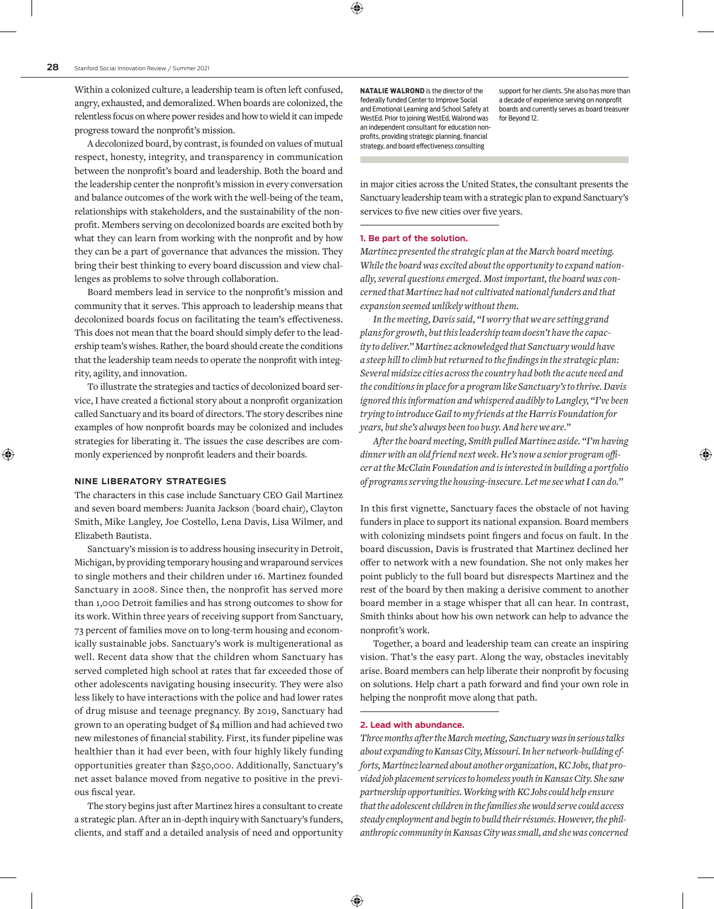Within a colonized culture, a leadership team is often left confused, angry, exhausted, and demoralized. When boards are colonized, the relentless focus on where power resides and how to wield it can impede progress toward the nonprofit's mission.

A decolonized board, by contrast, is founded on values of mutual respect, honesty, integrity, and transparency in communication between the nonprofit's board and leadership. Both the board and the leadership center the nonprofit's mission in every conversation and balance outcomes of the work with the well-being of the team, relationships with stakeholders, and the sustainability of the nonprofit. Members serving on decolonized boards are excited both by what they can learn from working with the nonprofit and by how they can be a part of governance that advances the mission. They bring their best thinking to every board discussion and view challenges as problems to solve through collaboration.

Board members lead in service to the nonprofit's mission and community that it serves. This approach to leadership means that decolonized boards focus on facilitating the team's effectiveness. This does not mean that the board should simply defer to the leadership team's wishes. Rather, the board should create the conditions that the leadership team needs to operate the nonprofit with integrity, agility, and innovation.

To illustrate the strategies and tactics of decolonized board service, I have created a fictional story about a nonprofit organization called Sanctuary and its board of directors. The story describes nine examples of how nonprofit boards may be colonized and includes strategies for liberating it. The issues the case describes are commonly experienced by nonprofit leaders and their boards.

## NINE LIBERATORY STRATEGIES

The characters in this case include Sanctuary CEO Gail Martinez and seven board members: Juanita Jackson (board chair), Clayton Smith, Mike Langley, Joe Costello, Lena Davis, Lisa Wilmer, and Elizabeth Bautista.

Sanctuary's mission is to address housing insecurity in Detroit, Michigan, by providing temporary housing and wraparound services to single mothers and their children under 16. Martinez founded Sanctuary in 2008. Since then, the nonprofit has served more than 1,000 Detroit families and has strong outcomes to show for its work. Within three years of receiving support from Sanctuary, 73 percent of families move on to long-term housing and economically sustainable jobs. Sanctuary's work is multigenerational as well. Recent data show that the children whom Sanctuary has served completed high school at rates that far exceeded those of other adolescents navigating housing insecurity. They were also less likely to have interactions with the police and had lower rates of drug misuse and teenage pregnancy. By 2019, Sanctuary had grown to an operating budget of $4 million and had achieved two new milestones of financial stability. First, its funder pipeline was healthier than it had ever been, with four highly likely funding opportunities greater than $250,000. Additionally, Sanctuary's net asset balance moved from negative to positive in the previous fiscal year.

The story begins just after Martinez hires a consultant to create a strategic plan. After an in-depth inquiry with Sanctuary's funders, clients, and staff and a detailed analysis of need and opportunity in major cities across the United States, the consultant presents the Sanctuary leadership team with a strategic plan to expand Sanctuary's services to five new cities over five years.

**NATALIE WALROND** is the director of the federally funded Center to Improve Social and Emotional Learning and School Safety at WestEd. Prior to joining WestEd, Walrond was an independent consultant for education nonprofits, providing strategic planning, financial strategy, and board effectiveness consulting support for her clients. She also has more than a decade of experience serving on nonprofit boards and currently serves as board treasurer for Beyond 12.

### 1. Be part of the solution.

*Martinez presented the strategic plan at the March board meeting. While the board was excited about the opportunity to expand nationally, several questions emerged. Most important, the board was concerned that Martinez had not cultivated national funders and that expansion seemed unlikely without them.*

*In the meeting, Davis said, "I worry that we are setting grand plans for growth, but this leadership team doesn't have the capacity to deliver." Martinez acknowledged that Sanctuary would have a steep hill to climb but returned to the findings in the strategic plan: Several midsize cities across the country had both the acute need and the conditions in place for a program like Sanctuary's to thrive. Davis ignored this information and whispered audibly to Langley, "I've been trying to introduce Gail to my friends at the Harris Foundation for years, but she's always been too busy. And here we are."*

*After the board meeting, Smith pulled Martinez aside. "I'm having dinner with an old friend next week. He's now a senior program officer at the McClain Foundation and is interested in building a portfolio of programs serving the housing-insecure. Let me see what I can do."*

In this first vignette, Sanctuary faces the obstacle of not having funders in place to support its national expansion. Board members with colonizing mindsets point fingers and focus on fault. In the board discussion, Davis is frustrated that Martinez declined her offer to network with a new foundation. She not only makes her point publicly to the full board but disrespects Martinez and the rest of the board by then making a derisive comment to another board member in a stage whisper that all can hear. In contrast, Smith thinks about how his own network can help to advance the nonprofit's work.

Together, a board and leadership team can create an inspiring vision. That's the easy part. Along the way, obstacles inevitably arise. Board members can help liberate their nonprofit by focusing on solutions. Help chart a path forward and find your own role in helping the nonprofit move along that path.

### 2. Lead with abundance.

*Three months after the March meeting, Sanctuary was in serious talks about expanding to Kansas City, Missouri. In her network-building efforts, Martinez learned about another organization, KC Jobs, that provided job placement services to homeless youth in Kansas City. She saw partnership opportunities. Working with KC Jobs could help ensure that the adolescent children in the families she would serve could access steady employment and begin to build their résumés. However, the philanthropic community in Kansas City was small, and she was concerned*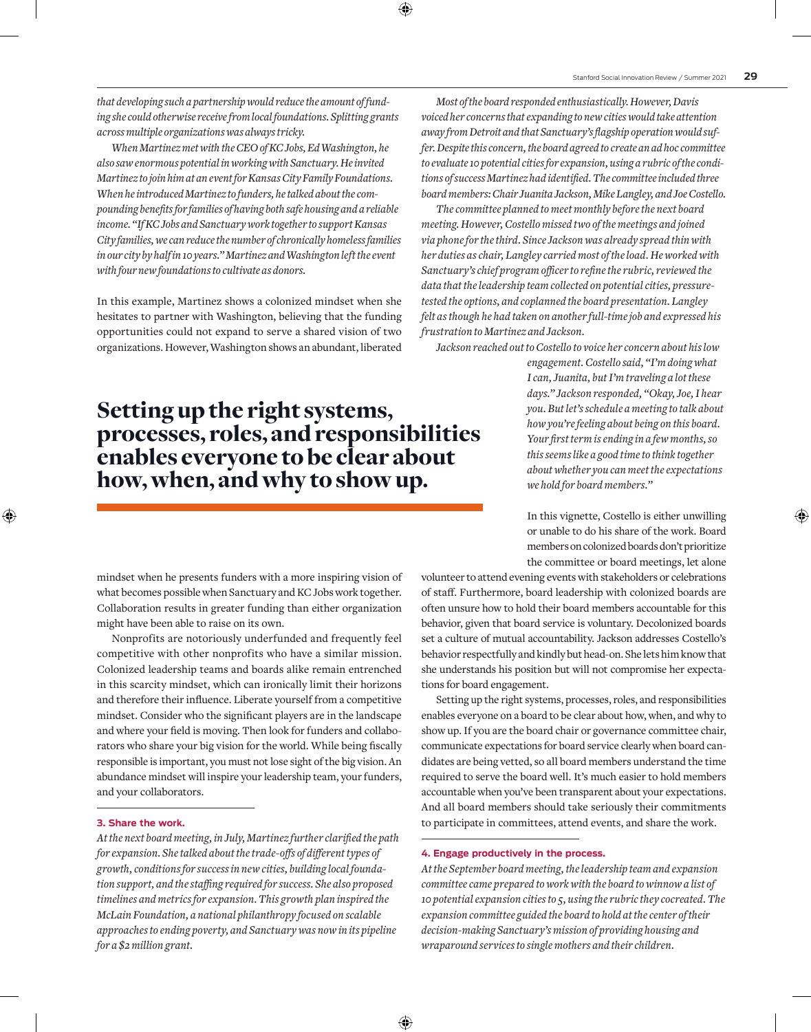*that developing such a partnership would reduce the amount of funding she could otherwise receive from local foundations. Splitting grants across multiple organizations was always tricky.*

*When Martinez met with the CEO of KC Jobs, Ed Washington, he also saw enormous potential in working with Sanctuary. He invited Martinez to join him at an event for Kansas City Family Foundations. When he introduced Martinez to funders, he talked about the compounding benefits for families of having both safe housing and a reliable income. "If KC Jobs and Sanctuary work together to support Kansas City families, we can reduce the number of chronically homeless families in our city by half in 10 years." Martinez and Washington left the event with four new foundations to cultivate as donors.*

In this example, Martinez shows a colonized mindset when she hesitates to partner with Washington, believing that the funding opportunities could not expand to serve a shared vision of two organizations. However, Washington shows an abundant, liberated mindset when he presents funders with a more inspiring vision of what becomes possible when Sanctuary and KC Jobs work together. Collaboration results in greater funding than either organization might have been able to raise on its own.

Nonprofits are notoriously underfunded and frequently feel competitive with other nonprofits who have a similar mission. Colonized leadership teams and boards alike remain entrenched in this scarcity mindset, which can ironically limit their horizons and therefore their influence. Liberate yourself from a competitive mindset. Consider who the significant players are in the landscape and where your field is moving. Then look for funders and collaborators who share your big vision for the world. While being fiscally responsible is important, you must not lose sight of the big vision. An abundance mindset will inspire your leadership team, your funders, and your collaborators.

### 3. Share the work.

*At the next board meeting, in July, Martinez further clarified the path for expansion. She talked about the trade-offs of different types of growth, conditions for success in new cities, building local foundation support, and the staffing required for success. She also proposed timelines and metrics for expansion. This growth plan inspired the McLain Foundation, a national philanthropy focused on scalable approaches to ending poverty, and Sanctuary was now in its pipeline for a $2 million grant.*

*Most of the board responded enthusiastically. However, Davis voiced her concerns that expanding to new cities would take attention away from Detroit and that Sanctuary's flagship operation would suffer. Despite this concern, the board agreed to create an ad hoc committee to evaluate 10 potential cities for expansion, using a rubric of the conditions of success Martinez had identified. The committee included three board members: Chair Juanita Jackson, Mike Langley, and Joe Costello.*

*The committee planned to meet monthly before the next board meeting. However, Costello missed two of the meetings and joined via phone for the third. Since Jackson was already spread thin with her duties as chair, Langley carried most of the load. He worked with Sanctuary's chief program officer to refine the rubric, reviewed the data that the leadership team collected on potential cities, pressure-tested the options, and coplanned the board presentation. Langley felt as though he had taken on another full-time job and expressed his frustration to Martinez and Jackson.*

*Jackson reached out to Costello to voice her concern about his low engagement. Costello said, "I'm doing what I can, Juanita, but I'm traveling a lot these days." Jackson responded, "Okay, Joe, I hear you. But let's schedule a meeting to talk about how you're feeling about being on this board. Your first term is ending in a few months, so this seems like a good time to think together about whether you can meet the expectations we hold for board members."*

**Setting up the right systems, processes, roles, and responsibilities enables everyone to be clear about how, when, and why to show up.**

In this vignette, Costello is either unwilling or unable to do his share of the work. Board members on colonized boards don't prioritize the committee or board meetings, let alone volunteer to attend evening events with stakeholders or celebrations of staff. Furthermore, board leadership with colonized boards are often unsure how to hold their board members accountable for this behavior, given that board service is voluntary. Decolonized boards set a culture of mutual accountability. Jackson addresses Costello's behavior respectfully and kindly but head-on. She lets him know that she understands his position but will not compromise her expectations for board engagement.

Setting up the right systems, processes, roles, and responsibilities enables everyone on a board to be clear about how, when, and why to show up. If you are the board chair or governance committee chair, communicate expectations for board service clearly when board candidates are being vetted, so all board members understand the time required to serve the board well. It's much easier to hold members accountable when you've been transparent about your expectations. And all board members should take seriously their commitments to participate in committees, attend events, and share the work.

### 4. Engage productively in the process.

*At the September board meeting, the leadership team and expansion committee came prepared to work with the board to winnow a list of 10 potential expansion cities to 5, using the rubric they cocreated. The expansion committee guided the board to hold at the center of their decision-making Sanctuary's mission of providing housing and wraparound services to single mothers and their children.*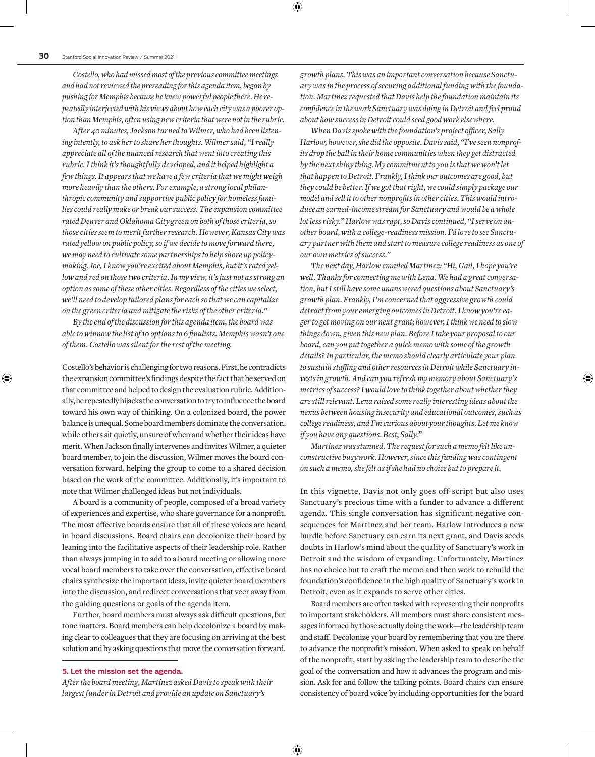*Costello, who had missed most of the previous committee meetings and had not reviewed the prereading for this agenda item, began by pushing for Memphis because he knew powerful people there. He repeatedly interjected with his views about how each city was a poorer option than Memphis, often using new criteria that were not in the rubric.*

*After 40 minutes, Jackson turned to Wilmer, who had been listening intently, to ask her to share her thoughts. Wilmer said, "I really appreciate all of the nuanced research that went into creating this rubric. I think it's thoughtfully developed, and it helped highlight a few things. It appears that we have a few criteria that we might weigh more heavily than the others. For example, a strong local philanthropic community and supportive public policy for homeless families could really make or break our success. The expansion committee rated Denver and Oklahoma City green on both of those criteria, so those cities seem to merit further research. However, Kansas City was rated yellow on public policy, so if we decide to move forward there, we may need to cultivate some partnerships to help shore up policymaking. Joe, I know you're excited about Memphis, but it's rated yellow and red on those two criteria. In my view, it's just not as strong an option as some of these other cities. Regardless of the cities we select, we'll need to develop tailored plans for each so that we can capitalize on the green criteria and mitigate the risks of the other criteria."*

*By the end of the discussion for this agenda item, the board was able to winnow the list of 10 options to 6 finalists. Memphis wasn't one of them. Costello was silent for the rest of the meeting.*

Costello's behavior is challenging for two reasons. First, he contradicts the expansion committee's findings despite the fact that he served on that committee and helped to design the evaluation rubric. Additionally, he repeatedly hijacks the conversation to try to influence the board toward his own way of thinking. On a colonized board, the power balance is unequal. Some board members dominate the conversation, while others sit quietly, unsure of when and whether their ideas have merit. When Jackson finally intervenes and invites Wilmer, a quieter board member, to join the discussion, Wilmer moves the board conversation forward, helping the group to come to a shared decision based on the work of the committee. Additionally, it's important to note that Wilmer challenged ideas but not individuals.

A board is a community of people, composed of a broad variety of experiences and expertise, who share governance for a nonprofit. The most effective boards ensure that all of these voices are heard in board discussions. Board chairs can decolonize their board by leaning into the facilitative aspects of their leadership role. Rather than always jumping in to add to a board meeting or allowing more vocal board members to take over the conversation, effective board chairs synthesize the important ideas, invite quieter board members into the discussion, and redirect conversations that veer away from the guiding questions or goals of the agenda item.

Further, board members must always ask difficult questions, but tone matters. Board members can help decolonize a board by making clear to colleagues that they are focusing on arriving at the best solution and by asking questions that move the conversation forward.

**5. Let the mission set the agenda.**

*After the board meeting, Martinez asked Davis to speak with their largest funder in Detroit and provide an update on Sanctuary's growth plans. This was an important conversation because Sanctuary was in the process of securing additional funding with the foundation. Martinez requested that Davis help the foundation maintain its confidence in the work Sanctuary was doing in Detroit and feel proud about how success in Detroit could seed good work elsewhere.*

*When Davis spoke with the foundation's project officer, Sally Harlow, however, she did the opposite. Davis said, "I've seen nonprofits drop the ball in their home communities when they get distracted by the next shiny thing. My commitment to you is that we won't let that happen to Detroit. Frankly, I think our outcomes are good, but they could be better. If we got that right, we could simply package our model and sell it to other nonprofits in other cities. This would introduce an earned-income stream for Sanctuary and would be a whole lot less risky." Harlow was rapt, so Davis continued, "I serve on another board, with a college-readiness mission. I'd love to see Sanctuary partner with them and start to measure college readiness as one of our own metrics of success."*

*The next day, Harlow emailed Martinez: "Hi, Gail, I hope you're well. Thanks for connecting me with Lena. We had a great conversation, but I still have some unanswered questions about Sanctuary's growth plan. Frankly, I'm concerned that aggressive growth could detract from your emerging outcomes in Detroit. I know you're eager to get moving on our next grant; however, I think we need to slow things down, given this new plan. Before I take your proposal to our board, can you put together a quick memo with some of the growth details? In particular, the memo should clearly articulate your plan to sustain staffing and other resources in Detroit while Sanctuary invests in growth. And can you refresh my memory about Sanctuary's metrics of success? I would love to think together about whether they are still relevant. Lena raised some really interesting ideas about the nexus between housing insecurity and educational outcomes, such as college readiness, and I'm curious about your thoughts. Let me know if you have any questions. Best, Sally."*

*Martinez was stunned. The request for such a memo felt like unconstructive busywork. However, since this funding was contingent on such a memo, she felt as if she had no choice but to prepare it.*

In this vignette, Davis not only goes off-script but also uses Sanctuary's precious time with a funder to advance a different agenda. This single conversation has significant negative consequences for Martinez and her team. Harlow introduces a new hurdle before Sanctuary can earn its next grant, and Davis seeds doubts in Harlow's mind about the quality of Sanctuary's work in Detroit and the wisdom of expanding. Unfortunately, Martinez has no choice but to craft the memo and then work to rebuild the foundation's confidence in the high quality of Sanctuary's work in Detroit, even as it expands to serve other cities.

Board members are often tasked with representing their nonprofits to important stakeholders. All members must share consistent messages informed by those actually doing the work—the leadership team and staff. Decolonize your board by remembering that you are there to advance the nonprofit's mission. When asked to speak on behalf of the nonprofit, start by asking the leadership team to describe the goal of the conversation and how it advances the program and mission. Ask for and follow the talking points. Board chairs can ensure consistency of board voice by including opportunities for the board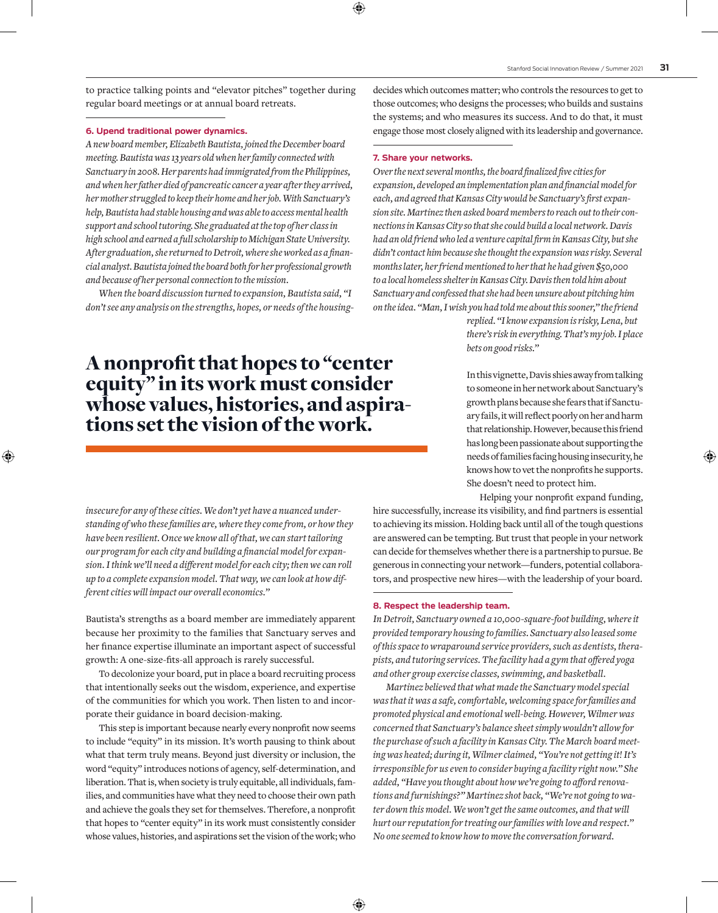to practice talking points and "elevator pitches" together during regular board meetings or at annual board retreats.

**6. Upend traditional power dynamics.**

*A new board member, Elizabeth Bautista, joined the December board meeting. Bautista was 13 years old when her family connected with Sanctuary in 2008. Her parents had immigrated from the Philippines, and when her father died of pancreatic cancer a year after they arrived, her mother struggled to keep their home and her job. With Sanctuary's help, Bautista had stable housing and was able to access mental health support and school tutoring. She graduated at the top of her class in high school and earned a full scholarship to Michigan State University. After graduation, she returned to Detroit, where she worked as a financial analyst. Bautista joined the board both for her professional growth and because of her personal connection to the mission.*

*When the board discussion turned to expansion, Bautista said, "I don't see any analysis on the strengths, hopes, or needs of the housing-insecure for any of these cities. We don't yet have a nuanced understanding of who these families are, where they come from, or how they have been resilient. Once we know all of that, we can start tailoring our program for each city and building a financial model for expansion. I think we'll need a different model for each city; then we can roll up to a complete expansion model. That way, we can look at how different cities will impact our overall economics."*

Bautista's strengths as a board member are immediately apparent because her proximity to the families that Sanctuary serves and her finance expertise illuminate an important aspect of successful growth: A one-size-fits-all approach is rarely successful.

To decolonize your board, put in place a board recruiting process that intentionally seeks out the wisdom, experience, and expertise of the communities for which you work. Then listen to and incorporate their guidance in board decision-making.

This step is important because nearly every nonprofit now seems to include "equity" in its mission. It's worth pausing to think about what that term truly means. Beyond just diversity or inclusion, the word "equity" introduces notions of agency, self-determination, and liberation. That is, when society is truly equitable, all individuals, families, and communities have what they need to choose their own path and achieve the goals they set for themselves. Therefore, a nonprofit that hopes to "center equity" in its work must consistently consider whose values, histories, and aspirations set the vision of the work; who decides which outcomes matter; who controls the resources to get to those outcomes; who designs the processes; who builds and sustains the systems; and who measures its success. And to do that, it must engage those most closely aligned with its leadership and governance.

## A nonprofit that hopes to "center equity" in its work must consider whose values, histories, and aspirations set the vision of the work.

**7. Share your networks.**

*Over the next several months, the board finalized five cities for expansion, developed an implementation plan and financial model for each, and agreed that Kansas City would be Sanctuary's first expansion site. Martinez then asked board members to reach out to their connections in Kansas City so that she could build a local network. Davis had an old friend who led a venture capital firm in Kansas City, but she didn't contact him because she thought the expansion was risky. Several months later, her friend mentioned to her that he had given $50,000 to a local homeless shelter in Kansas City. Davis then told him about Sanctuary and confessed that she had been unsure about pitching him on the idea. "Man, I wish you had told me about this sooner," the friend replied. "I know expansion is risky, Lena, but there's risk in everything. That's my job. I place bets on good risks."*

In this vignette, Davis shies away from talking to someone in her network about Sanctuary's growth plans because she fears that if Sanctuary fails, it will reflect poorly on her and harm that relationship. However, because this friend has long been passionate about supporting the needs of families facing housing insecurity, he knows how to vet the nonprofits he supports. She doesn't need to protect him.

Helping your nonprofit expand funding, hire successfully, increase its visibility, and find partners is essential to achieving its mission. Holding back until all of the tough questions are answered can be tempting. But trust that people in your network can decide for themselves whether there is a partnership to pursue. Be generous in connecting your network—funders, potential collaborators, and prospective new hires—with the leadership of your board.

**8. Respect the leadership team.**

*In Detroit, Sanctuary owned a 10,000-square-foot building, where it provided temporary housing to families. Sanctuary also leased some of this space to wraparound service providers, such as dentists, therapists, and tutoring services. The facility had a gym that offered yoga and other group exercise classes, swimming, and basketball.*

*Martinez believed that what made the Sanctuary model special was that it was a safe, comfortable, welcoming space for families and promoted physical and emotional well-being. However, Wilmer was concerned that Sanctuary's balance sheet simply wouldn't allow for the purchase of such a facility in Kansas City. The March board meeting was heated; during it, Wilmer claimed, "You're not getting it! It's irresponsible for us even to consider buying a facility right now." She added, "Have you thought about how we're going to afford renovations and furnishings?" Martinez shot back, "We're not going to water down this model. We won't get the same outcomes, and that will hurt our reputation for treating our families with love and respect." No one seemed to know how to move the conversation forward.*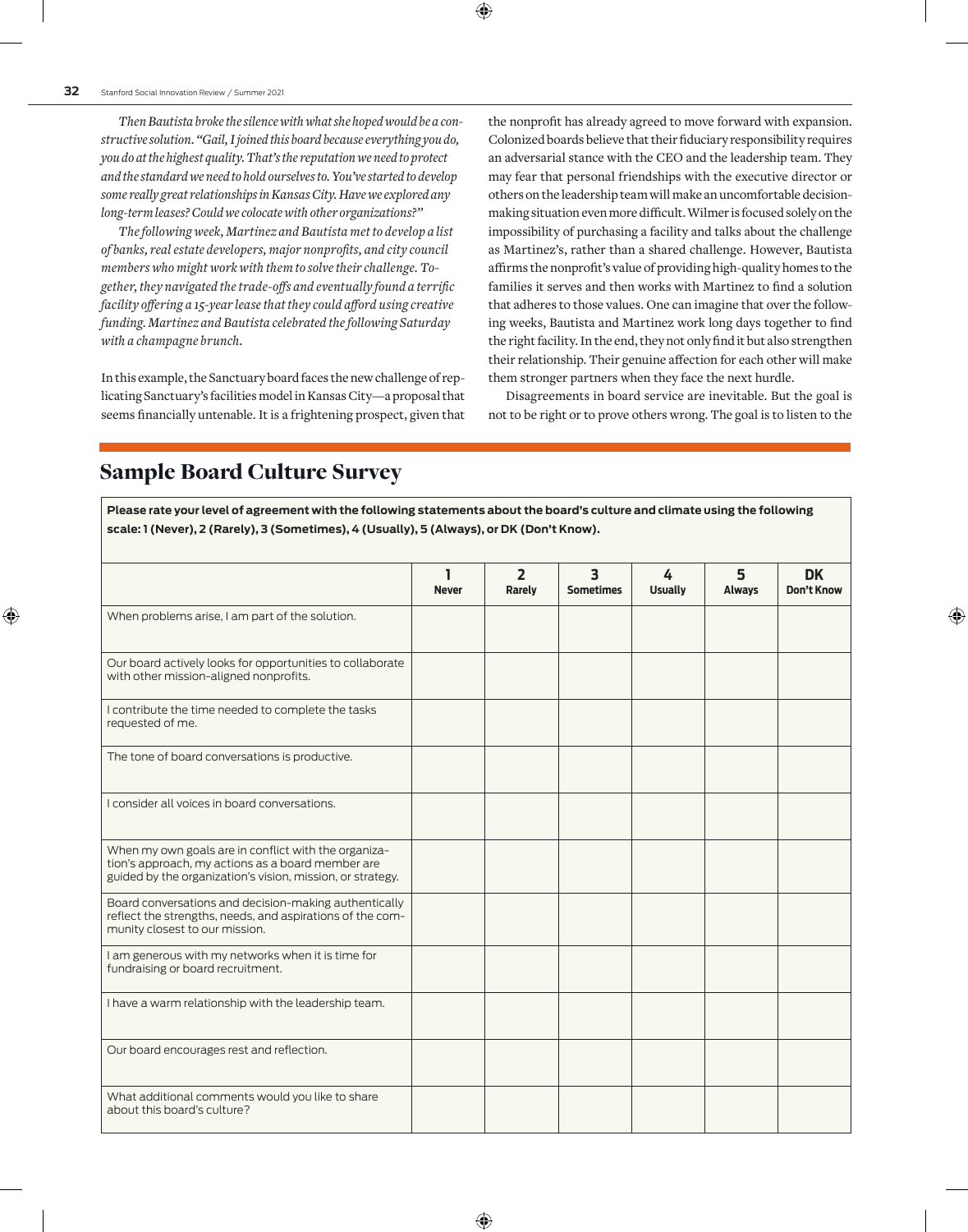*Then Bautista broke the silence with what she hoped would be a constructive solution. "Gail, I joined this board because everything you do, you do at the highest quality. That's the reputation we need to protect and the standard we need to hold ourselves to. You've started to develop some really great relationships in Kansas City. Have we explored any long-term leases? Could we colocate with other organizations?"*

*The following week, Martinez and Bautista met to develop a list of banks, real estate developers, major nonprofits, and city council members who might work with them to solve their challenge. Together, they navigated the trade-offs and eventually found a terrific facility offering a 15-year lease that they could afford using creative funding. Martinez and Bautista celebrated the following Saturday with a champagne brunch.*

In this example, the Sanctuary board faces the new challenge of replicating Sanctuary's facilities model in Kansas City—a proposal that seems financially untenable. It is a frightening prospect, given that the nonprofit has already agreed to move forward with expansion. Colonized boards believe that their fiduciary responsibility requires an adversarial stance with the CEO and the leadership team. They may fear that personal friendships with the executive director or others on the leadership team will make an uncomfortable decision-making situation even more difficult. Wilmer is focused solely on the impossibility of purchasing a facility and talks about the challenge as Martinez's, rather than a shared challenge. However, Bautista affirms the nonprofit's value of providing high-quality homes to the families it serves and then works with Martinez to find a solution that adheres to those values. One can imagine that over the following weeks, Bautista and Martinez work long days together to find the right facility. In the end, they not only find it but also strengthen their relationship. Their genuine affection for each other will make them stronger partners when they face the next hurdle.

Disagreements in board service are inevitable. But the goal is not to be right or to prove others wrong. The goal is to listen to the

## Sample Board Culture Survey

**Please rate your level of agreement with the following statements about the board's culture and climate using the following scale: 1 (Never), 2 (Rarely), 3 (Sometimes), 4 (Usually), 5 (Always), or DK (Don't Know).**

| | 1 Never | 2 Rarely | 3 Sometimes | 4 Usually | 5 Always | DK Don't Know |
|---|---|---|---|---|---|---|
| When problems arise, I am part of the solution. | | | | | | |
| Our board actively looks for opportunities to collaborate with other mission-aligned nonprofits. | | | | | | |
| I contribute the time needed to complete the tasks requested of me. | | | | | | |
| The tone of board conversations is productive. | | | | | | |
| I consider all voices in board conversations. | | | | | | |
| When my own goals are in conflict with the organization's approach, my actions as a board member are guided by the organization's vision, mission, or strategy. | | | | | | |
| Board conversations and decision-making authentically reflect the strengths, needs, and aspirations of the community closest to our mission. | | | | | | |
| I am generous with my networks when it is time for fundraising or board recruitment. | | | | | | |
| I have a warm relationship with the leadership team. | | | | | | |
| Our board encourages rest and reflection. | | | | | | |
| What additional comments would you like to share about this board's culture? | | | | | | |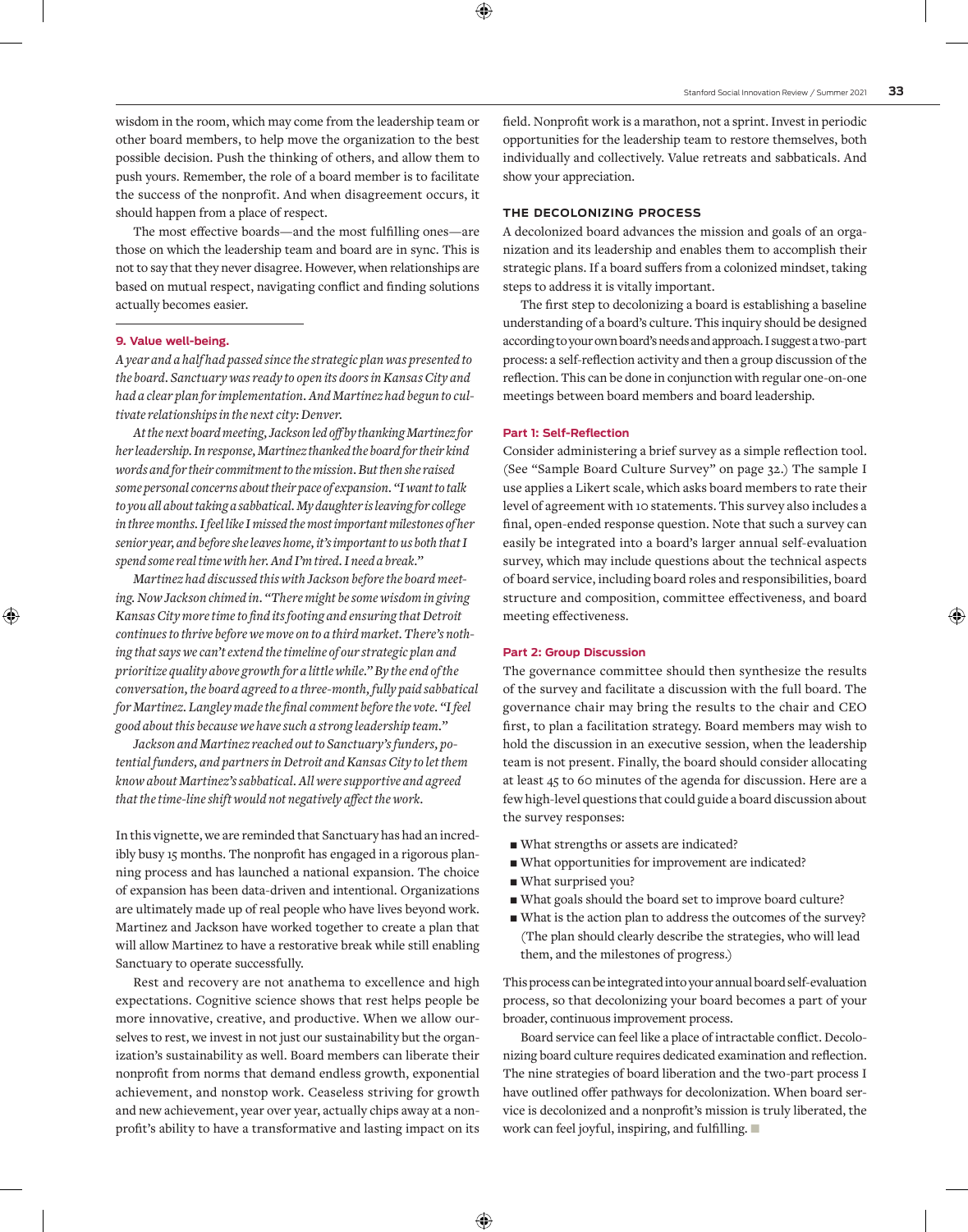wisdom in the room, which may come from the leadership team or other board members, to help move the organization to the best possible decision. Push the thinking of others, and allow them to push yours. Remember, the role of a board member is to facilitate the success of the nonprofit. And when disagreement occurs, it should happen from a place of respect.

The most effective boards—and the most fulfilling ones—are those on which the leadership team and board are in sync. This is not to say that they never disagree. However, when relationships are based on mutual respect, navigating conflict and finding solutions actually becomes easier.

**9. Value well-being.**

*A year and a half had passed since the strategic plan was presented to the board. Sanctuary was ready to open its doors in Kansas City and had a clear plan for implementation. And Martinez had begun to cultivate relationships in the next city: Denver.*

*At the next board meeting, Jackson led off by thanking Martinez for her leadership. In response, Martinez thanked the board for their kind words and for their commitment to the mission. But then she raised some personal concerns about their pace of expansion. "I want to talk to you all about taking a sabbatical. My daughter is leaving for college in three months. I feel like I missed the most important milestones of her senior year, and before she leaves home, it's important to us both that I spend some real time with her. And I'm tired. I need a break."*

*Martinez had discussed this with Jackson before the board meeting. Now Jackson chimed in. "There might be some wisdom in giving Kansas City more time to find its footing and ensuring that Detroit continues to thrive before we move on to a third market. There's nothing that says we can't extend the timeline of our strategic plan and prioritize quality above growth for a little while." By the end of the conversation, the board agreed to a three-month, fully paid sabbatical for Martinez. Langley made the final comment before the vote. "I feel good about this because we have such a strong leadership team."*

*Jackson and Martinez reached out to Sanctuary's funders, potential funders, and partners in Detroit and Kansas City to let them know about Martinez's sabbatical. All were supportive and agreed that the time-line shift would not negatively affect the work.*

In this vignette, we are reminded that Sanctuary has had an incredibly busy 15 months. The nonprofit has engaged in a rigorous planning process and has launched a national expansion. The choice of expansion has been data-driven and intentional. Organizations are ultimately made up of real people who have lives beyond work. Martinez and Jackson have worked together to create a plan that will allow Martinez to have a restorative break while still enabling Sanctuary to operate successfully.

Rest and recovery are not anathema to excellence and high expectations. Cognitive science shows that rest helps people be more innovative, creative, and productive. When we allow ourselves to rest, we invest in not just our sustainability but the organization's sustainability as well. Board members can liberate their nonprofit from norms that demand endless growth, exponential achievement, and nonstop work. Ceaseless striving for growth and new achievement, year over year, actually chips away at a nonprofit's ability to have a transformative and lasting impact on its field. Nonprofit work is a marathon, not a sprint. Invest in periodic opportunities for the leadership team to restore themselves, both individually and collectively. Value retreats and sabbaticals. And show your appreciation.

## THE DECOLONIZING PROCESS

A decolonized board advances the mission and goals of an organization and its leadership and enables them to accomplish their strategic plans. If a board suffers from a colonized mindset, taking steps to address it is vitally important.

The first step to decolonizing a board is establishing a baseline understanding of a board's culture. This inquiry should be designed according to your own board's needs and approach. I suggest a two-part process: a self-reflection activity and then a group discussion of the reflection. This can be done in conjunction with regular one-on-one meetings between board members and board leadership.

### Part 1: Self-Reflection

Consider administering a brief survey as a simple reflection tool. (See "Sample Board Culture Survey" on page 32.) The sample I use applies a Likert scale, which asks board members to rate their level of agreement with 10 statements. This survey also includes a final, open-ended response question. Note that such a survey can easily be integrated into a board's larger annual self-evaluation survey, which may include questions about the technical aspects of board service, including board roles and responsibilities, board structure and composition, committee effectiveness, and board meeting effectiveness.

### Part 2: Group Discussion

The governance committee should then synthesize the results of the survey and facilitate a discussion with the full board. The governance chair may bring the results to the chair and CEO first, to plan a facilitation strategy. Board members may wish to hold the discussion in an executive session, when the leadership team is not present. Finally, the board should consider allocating at least 45 to 60 minutes of the agenda for discussion. Here are a few high-level questions that could guide a board discussion about the survey responses:

- What strengths or assets are indicated?
- What opportunities for improvement are indicated?
- What surprised you?
- What goals should the board set to improve board culture?
- What is the action plan to address the outcomes of the survey? (The plan should clearly describe the strategies, who will lead them, and the milestones of progress.)

This process can be integrated into your annual board self-evaluation process, so that decolonizing your board becomes a part of your broader, continuous improvement process.

Board service can feel like a place of intractable conflict. Decolonizing board culture requires dedicated examination and reflection. The nine strategies of board liberation and the two-part process I have outlined offer pathways for decolonization. When board service is decolonized and a nonprofit's mission is truly liberated, the work can feel joyful, inspiring, and fulfilling.